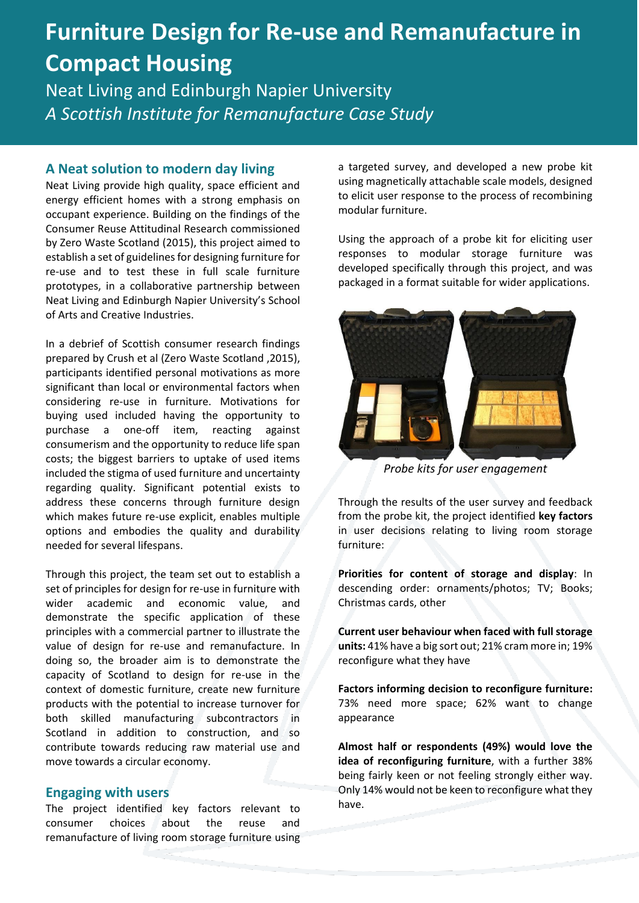# Furniture Design for Re-use and Remanufacture in Compact Housing

Neat Living and Edinburgh Napier University

*A Scottish Institute for Remanufacture Case Study*

## A Neat solution to modern day living

Neat Living provide high quality, space efficient and energy efficient homes with a strong emphasis on occupant experience. Building on the findings of the Consumer Reuse Attitudinal Research commissioned by Zero Waste Scotland (2015), this project aimed to establish a set of guidelines for designing furniture for re-use and to test these in full scale furniture prototypes, in a collaborative partnership between Neat Living and Edinburgh Napier University's School of Arts and Creative Industries.

In a debrief of Scottish consumer research findings prepared by Crush et al (Zero Waste Scotland ,2015), participants identified personal motivations as more significant than local or environmental factors when considering re-use in furniture. Motivations for buying used included having the opportunity to purchase a one-off item, reacting against consumerism and the opportunity to reduce life span costs; the biggest barriers to uptake of used items included the stigma of used furniture and uncertainty regarding quality. Significant potential exists to address these concerns through furniture design which makes future re-use explicit, enables multiple options and embodies the quality and durability needed for several lifespans.

Through this project, the team set out to establish a set of principles for design for re-use in furniture with wider academic and economic value, and demonstrate the specific application of these principles with a commercial partner to illustrate the value of design for re-use and remanufacture. In doing so, the broader aim is to demonstrate the capacity of Scotland to design for re-use in the context of domestic furniture, create new furniture products with the potential to increase turnover for both skilled manufacturing subcontractors in Scotland in addition to construction, and so contribute towards reducing raw material use and move towards a circular economy.

## Engaging with users

The project identified key factors relevant to consumer choices about the reuse and remanufacture of living room storage furniture using a targeted survey, and developed a new probe kit using magnetically attachable scale models, designed to elicit user response to the process of recombining modular furniture.

Using the approach of a probe kit for eliciting user responses to modular storage furniture was developed specifically through this project, and was packaged in a format suitable for wider applications.

*Probe kits for user engagement*

Through the results of the user survey and feedback from the probe kit, the project identified **key factors** in user decisions relating to living room storage furniture:

**Priorities for content of storage and display**: In descending order: ornaments/photos; TV; Books; Christmas cards, other

**Current user behaviour when faced with full storage units:** 41% have a big sort out; 21% cram more in; 19% reconfigure what they have

**Factors informing decision to reconfigure furniture:** 73% need more space; 62% want to change appearance

**Almost half or respondents (49%) would love the idea of reconfiguring furniture**, with a further 38% being fairly keen or not feeling strongly either way. Only 14% would not be keen to reconfigure what they have.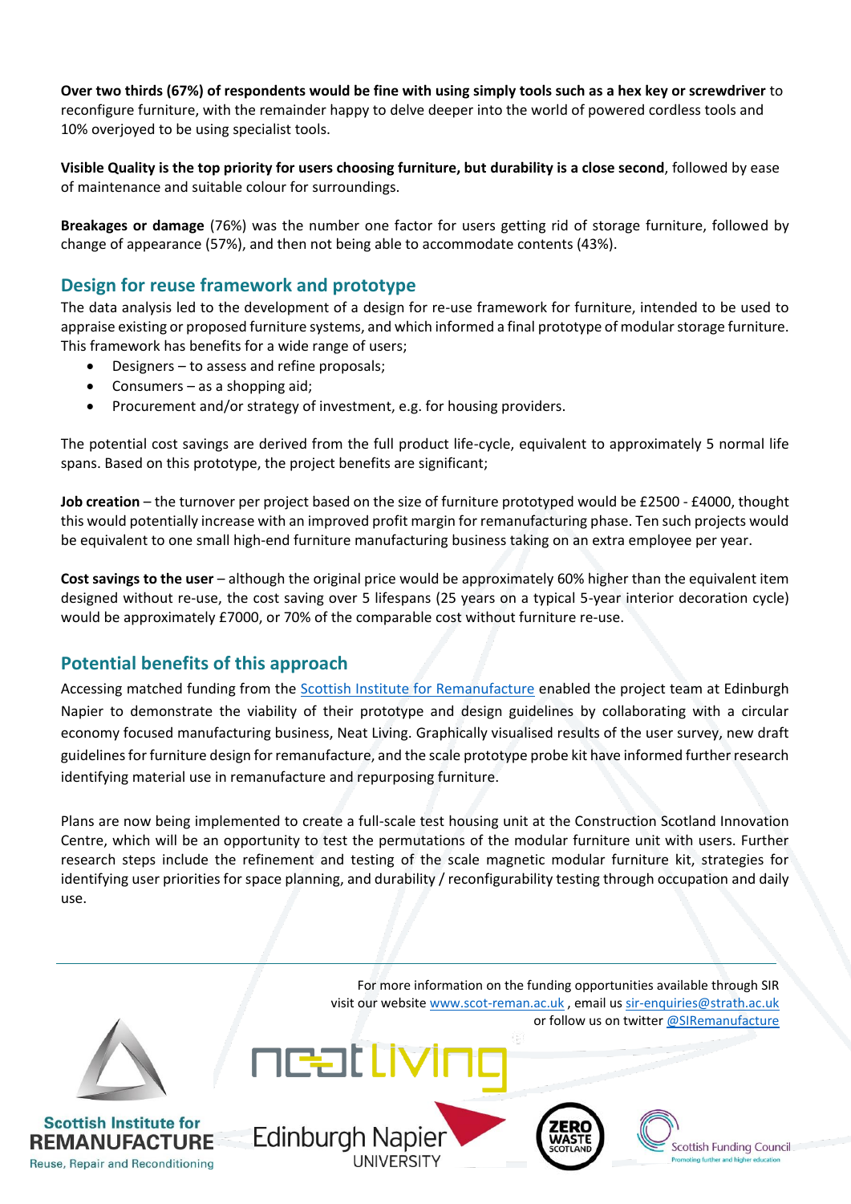**Over two thirds (67%) of respondents would be fine with using simply tools such as a hex key or screwdriver** to reconfigure furniture, with the remainder happy to delve deeper into the world of powered cordless tools and 10% overjoyed to be using specialist tools.

**Visible Quality is the top priority for users choosing furniture, but durability is a close second**, followed by ease of maintenance and suitable colour for surroundings.

**Breakages or damage** (76%) was the number one factor for users getting rid of storage furniture, followed by change of appearance (57%), and then not being able to accommodate contents (43%).

## Design for reuse framework and prototype

The data analysis led to the development of a design for re-use framework for furniture, intended to be used to appraise existing or proposed furniture systems, and which informed a final prototype of modular storage furniture. This framework has benefits for a wide range of users;

- Designers – to assess and refine proposals;
- Consumers – as a shopping aid;
- Procurement and/or strategy of investment, e.g. for housing providers.

The potential cost savings are derived from the full product life-cycle, equivalent to approximately 5 normal life spans. Based on this prototype, the project benefits are significant;

**Job creation** – the turnover per project based on the size of furniture prototyped would be £2500 - £4000, thought this would potentially increase with an improved profit margin for remanufacturing phase. Ten such projects would be equivalent to one small high-end furniture manufacturing business taking on an extra employee per year.

**Cost savings to the user** – although the original price would be approximately 60% higher than the equivalent item designed without re-use, the cost saving over 5 lifespans (25 years on a typical 5-year interior decoration cycle) would be approximately £7000, or 70% of the comparable cost without furniture re-use.

## Potential benefits of this approach

Accessing matched funding from the Scottish Institute for Remanufacture enabled the project team at Edinburgh Napier to demonstrate the viability of their prototype and design guidelines by collaborating with a circular economy focused manufacturing business, Neat Living. Graphically visualised results of the user survey, new draft guidelines for furniture design for remanufacture, and the scale prototype probe kit have informed further research identifying material use in remanufacture and repurposing furniture.

Plans are now being implemented to create a full-scale test housing unit at the Construction Scotland Innovation Centre, which will be an opportunity to test the permutations of the modular furniture unit with users. Further research steps include the refinement and testing of the scale magnetic modular furniture kit, strategies for identifying user priorities for space planning, and durability / reconfigurability testing through occupation and daily use.

For more information on the funding opportunities available through SIR visit our website www.scot-reman.ac.uk , email us sir-enquiries@strath.ac.uk or follow us on twitter @SIRemanufacture

Scottish Institute for REMANUFACTURE
Reuse, Repair and Reconditioning

neat living

Edinburgh Napier UNIVERSITY

ZERO WASTE SCOTLAND

Scottish Funding Council
Promoting further and higher education